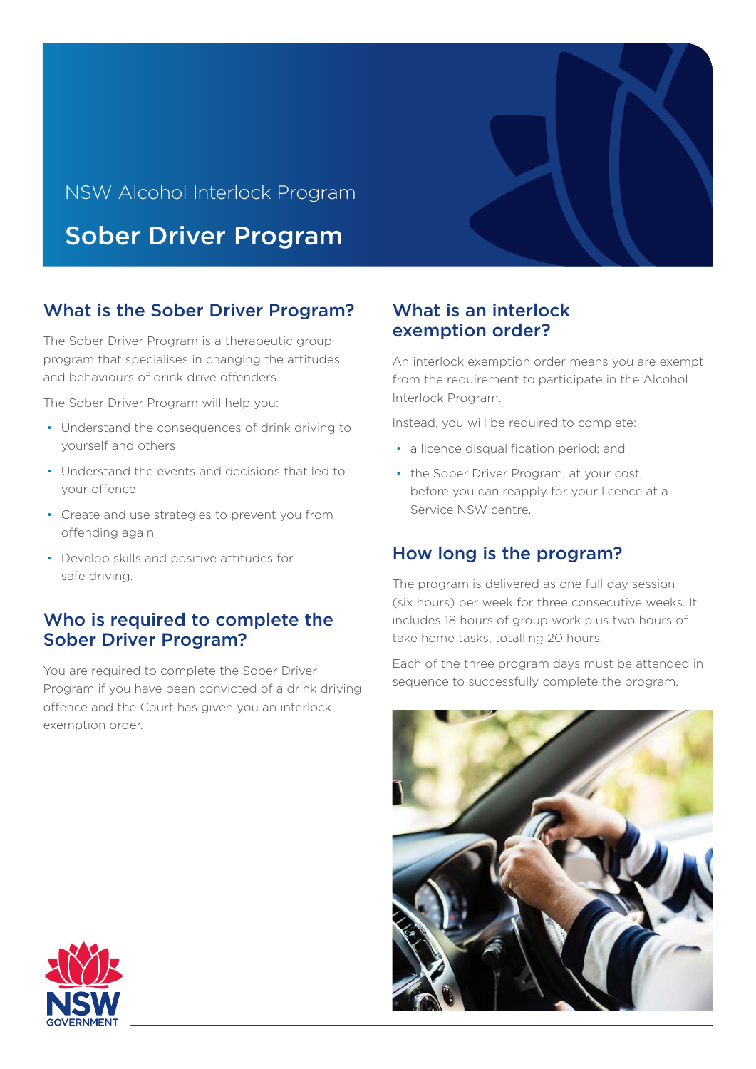NSW Alcohol Interlock Program

# Sober Driver Program

## What is the Sober Driver Program?

The Sober Driver Program is a therapeutic group program that specialises in changing the attitudes and behaviours of drink drive offenders.

The Sober Driver Program will help you:

- Understand the consequences of drink driving to yourself and others
- Understand the events and decisions that led to your offence
- Create and use strategies to prevent you from offending again
- Develop skills and positive attitudes for safe driving.

## Who is required to complete the Sober Driver Program?

You are required to complete the Sober Driver Program if you have been convicted of a drink driving offence and the Court has given you an interlock exemption order.

## What is an interlock exemption order?

An interlock exemption order means you are exempt from the requirement to participate in the Alcohol Interlock Program.

Instead, you will be required to complete:

- a licence disqualification period; and
- the Sober Driver Program, at your cost, before you can reapply for your licence at a Service NSW centre.

## How long is the program?

The program is delivered as one full day session (six hours) per week for three consecutive weeks. It includes 18 hours of group work plus two hours of take home tasks, totalling 20 hours.

Each of the three program days must be attended in sequence to successfully complete the program.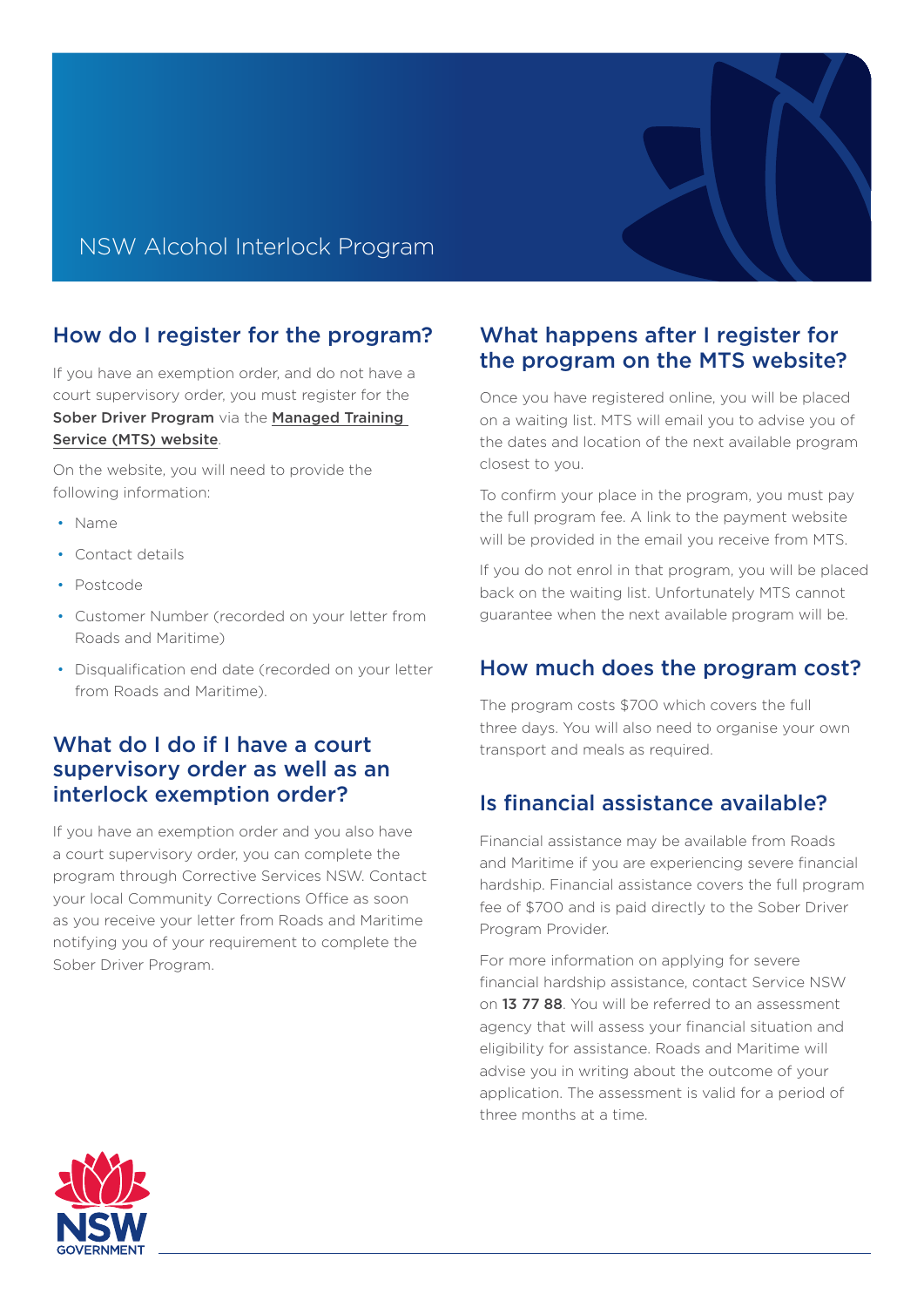NSW Alcohol Interlock Program

## How do I register for the program?

If you have an exemption order, and do not have a court supervisory order, you must register for the **Sober Driver Program** via the **Managed Training Service (MTS) website**.

On the website, you will need to provide the following information:

- Name
- Contact details
- Postcode
- Customer Number (recorded on your letter from Roads and Maritime)
- Disqualification end date (recorded on your letter from Roads and Maritime).

## What do I do if I have a court supervisory order as well as an interlock exemption order?

If you have an exemption order and you also have a court supervisory order, you can complete the program through Corrective Services NSW. Contact your local Community Corrections Office as soon as you receive your letter from Roads and Maritime notifying you of your requirement to complete the Sober Driver Program.

## What happens after I register for the program on the MTS website?

Once you have registered online, you will be placed on a waiting list. MTS will email you to advise you of the dates and location of the next available program closest to you.

To confirm your place in the program, you must pay the full program fee. A link to the payment website will be provided in the email you receive from MTS.

If you do not enrol in that program, you will be placed back on the waiting list. Unfortunately MTS cannot guarantee when the next available program will be.

## How much does the program cost?

The program costs $700 which covers the full three days. You will also need to organise your own transport and meals as required.

## Is financial assistance available?

Financial assistance may be available from Roads and Maritime if you are experiencing severe financial hardship. Financial assistance covers the full program fee of $700 and is paid directly to the Sober Driver Program Provider.

For more information on applying for severe financial hardship assistance, contact Service NSW on **13 77 88**. You will be referred to an assessment agency that will assess your financial situation and eligibility for assistance. Roads and Maritime will advise you in writing about the outcome of your application. The assessment is valid for a period of three months at a time.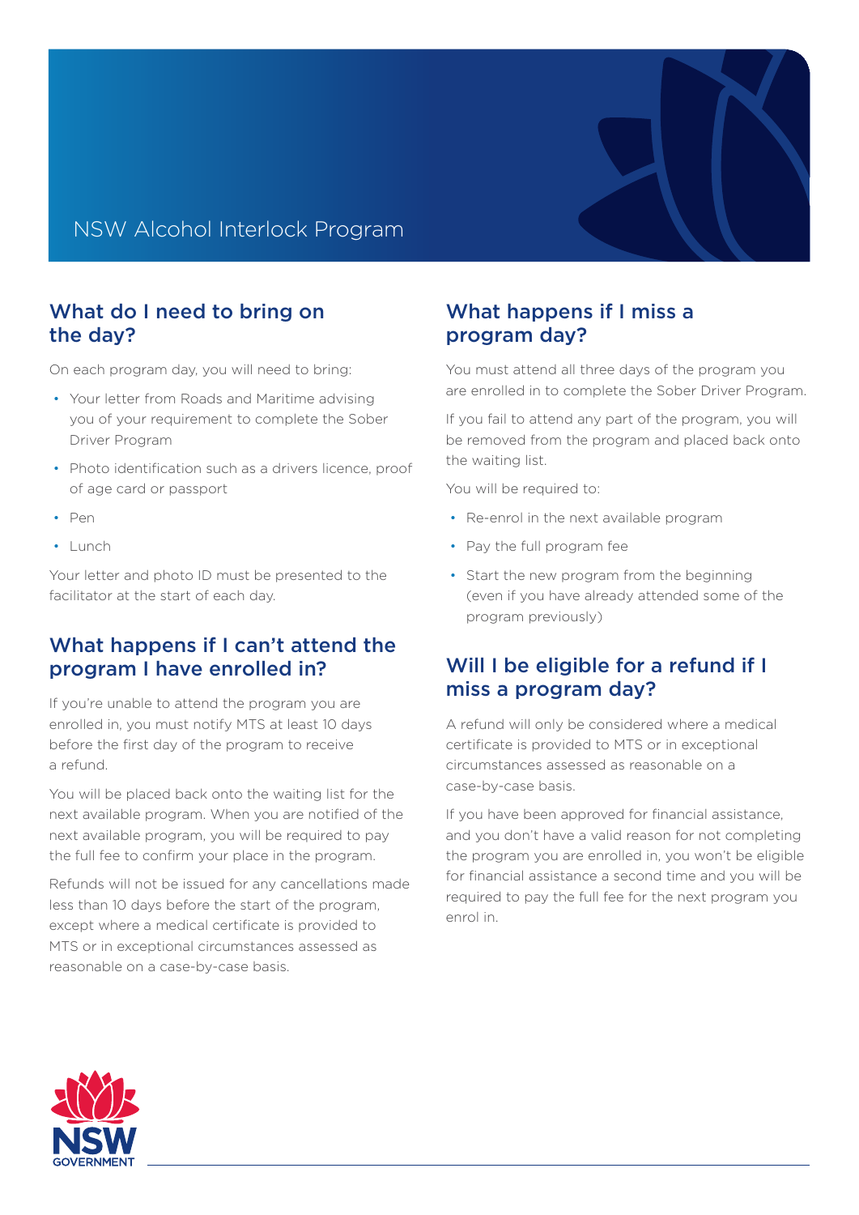# NSW Alcohol Interlock Program

## What do I need to bring on the day?

On each program day, you will need to bring:

- Your letter from Roads and Maritime advising you of your requirement to complete the Sober Driver Program
- Photo identification such as a drivers licence, proof of age card or passport
- Pen
- Lunch

Your letter and photo ID must be presented to the facilitator at the start of each day.

## What happens if I can't attend the program I have enrolled in?

If you're unable to attend the program you are enrolled in, you must notify MTS at least 10 days before the first day of the program to receive a refund.

You will be placed back onto the waiting list for the next available program. When you are notified of the next available program, you will be required to pay the full fee to confirm your place in the program.

Refunds will not be issued for any cancellations made less than 10 days before the start of the program, except where a medical certificate is provided to MTS or in exceptional circumstances assessed as reasonable on a case-by-case basis.

## What happens if I miss a program day?

You must attend all three days of the program you are enrolled in to complete the Sober Driver Program.

If you fail to attend any part of the program, you will be removed from the program and placed back onto the waiting list.

You will be required to:

- Re-enrol in the next available program
- Pay the full program fee
- Start the new program from the beginning (even if you have already attended some of the program previously)

## Will I be eligible for a refund if I miss a program day?

A refund will only be considered where a medical certificate is provided to MTS or in exceptional circumstances assessed as reasonable on a case-by-case basis.

If you have been approved for financial assistance, and you don't have a valid reason for not completing the program you are enrolled in, you won't be eligible for financial assistance a second time and you will be required to pay the full fee for the next program you enrol in.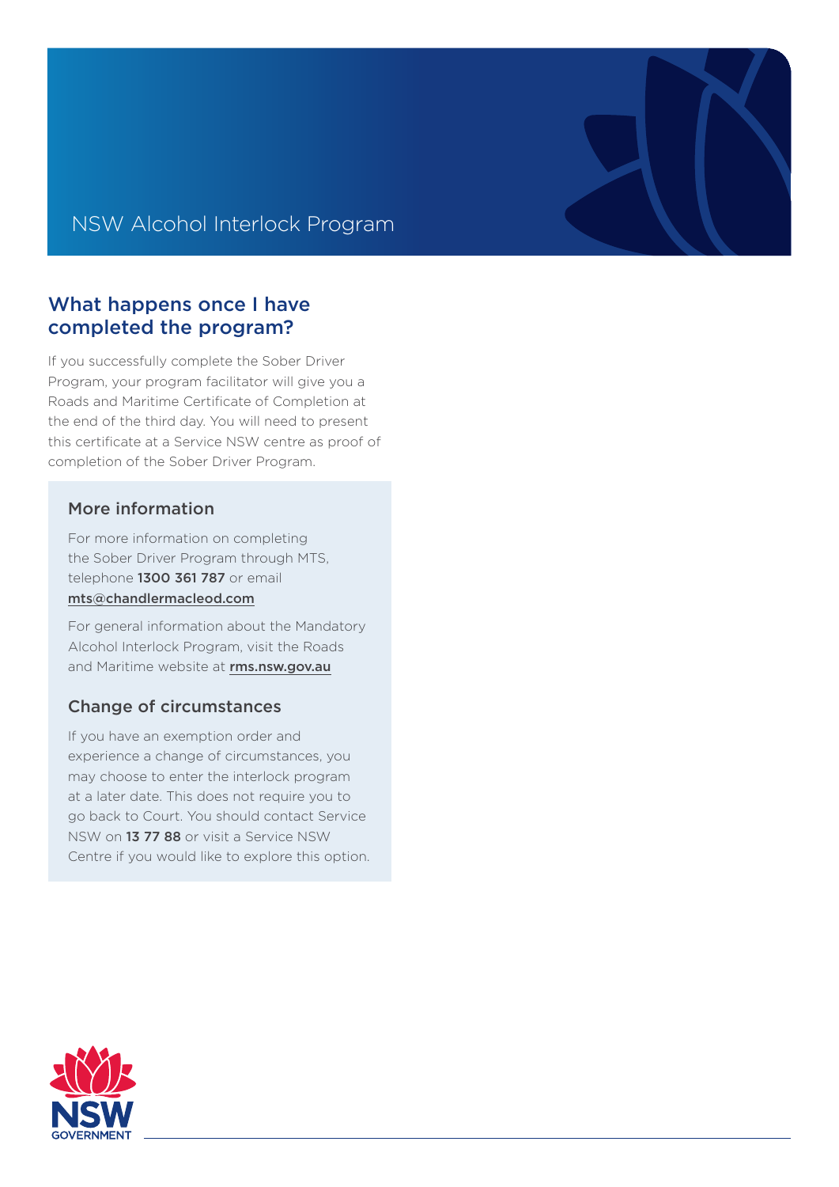# NSW Alcohol Interlock Program

## What happens once I have completed the program?

If you successfully complete the Sober Driver Program, your program facilitator will give you a Roads and Maritime Certificate of Completion at the end of the third day. You will need to present this certificate at a Service NSW centre as proof of completion of the Sober Driver Program.

### More information

For more information on completing the Sober Driver Program through MTS, telephone **1300 361 787** or email **mts@chandlermacleod.com**

For general information about the Mandatory Alcohol Interlock Program, visit the Roads and Maritime website at **rms.nsw.gov.au**

### Change of circumstances

If you have an exemption order and experience a change of circumstances, you may choose to enter the interlock program at a later date. This does not require you to go back to Court. You should contact Service NSW on **13 77 88** or visit a Service NSW Centre if you would like to explore this option.

NSW GOVERNMENT